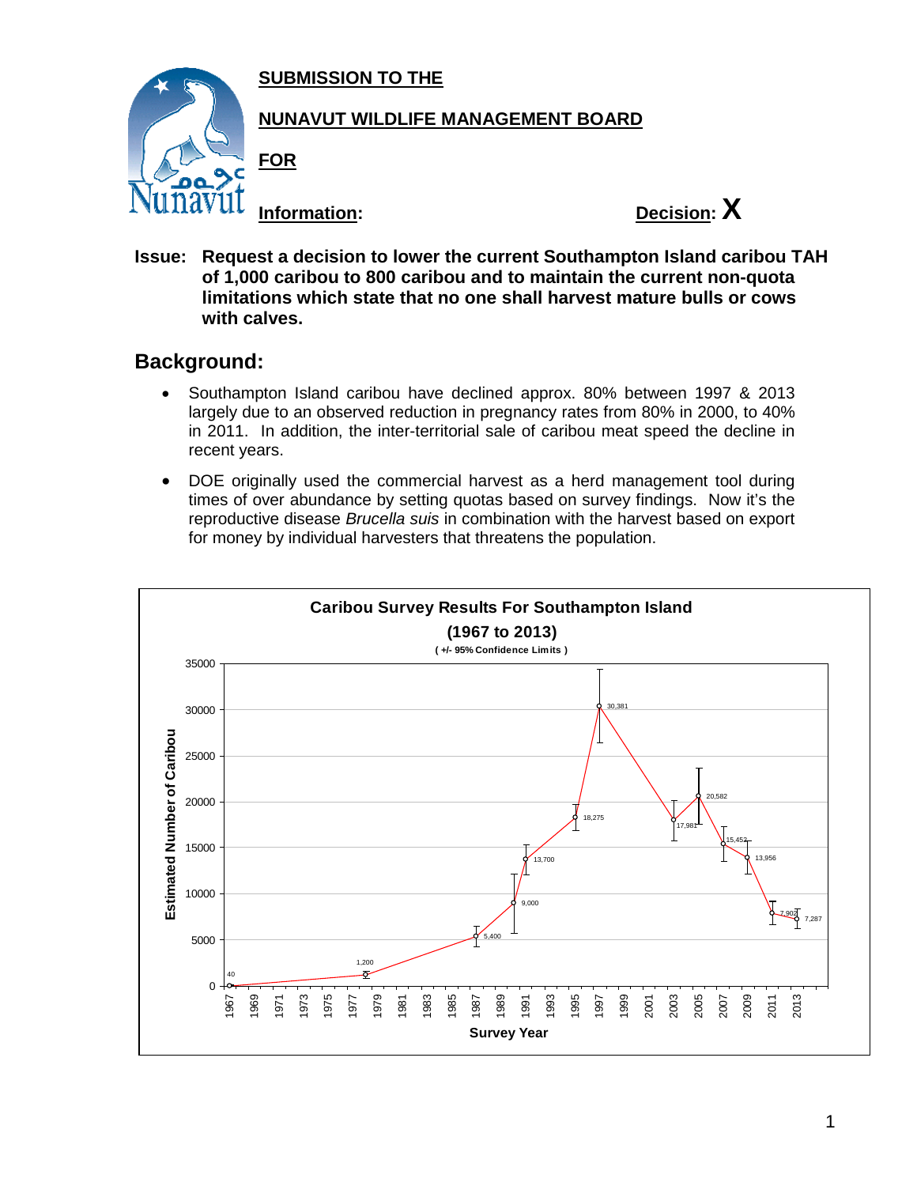**SUBMISSION TO THE**

**NUNAVUT WILDLIFE MANAGEMENT BOARD**

**FOR**

**Information:** &nbsp;&nbsp;&nbsp;&nbsp;&nbsp;&nbsp;&nbsp;&nbsp;&nbsp;&nbsp;&nbsp;&nbsp;&nbsp;&nbsp;&nbsp;&nbsp;&nbsp;&nbsp;&nbsp;&nbsp;&nbsp;&nbsp;&nbsp;&nbsp;&nbsp;&nbsp;&nbsp;&nbsp;&nbsp;&nbsp;&nbsp;&nbsp;&nbsp;&nbsp;&nbsp;&nbsp;&nbsp;&nbsp;&nbsp;&nbsp; **Decision: X**

**Issue: Request a decision to lower the current Southampton Island caribou TAH of 1,000 caribou to 800 caribou and to maintain the current non-quota limitations which state that no one shall harvest mature bulls or cows with calves.**

## Background:

- Southampton Island caribou have declined approx. 80% between 1997 & 2013 largely due to an observed reduction in pregnancy rates from 80% in 2000, to 40% in 2011. In addition, the inter-territorial sale of caribou meat speed the decline in recent years.
- DOE originally used the commercial harvest as a herd management tool during times of over abundance by setting quotas based on survey findings. Now it's the reproductive disease *Brucella suis* in combination with the harvest based on export for money by individual harvesters that threatens the population.

**Caribou Survey Results For Southampton Island (1967 to 2013)**
( +/- 95% Confidence Limits )

| Survey Year | Estimated Number of Caribou |
|---|---|
| 1967 | 40 |
| 1978 | 1,200 |
| 1987 | 5,400 |
| 1990 | 9,000 |
| 1991 | 13,700 |
| 1995 | 18,275 |
| 1997 | 30,381 |
| 2003 | 17,981 |
| 2005 | 20,582 |
| 2007 | 15,452 |
| 2009 | 13,956 |
| 2011 | 7,902 |
| 2013 | 7,287 |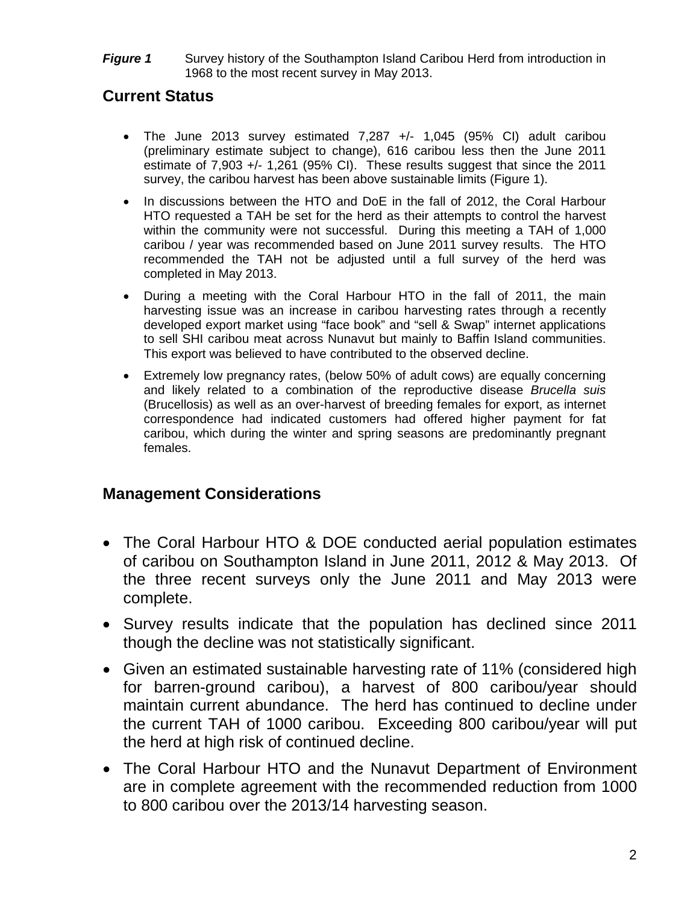***Figure 1*** Survey history of the Southampton Island Caribou Herd from introduction in 1968 to the most recent survey in May 2013.

## Current Status

- The June 2013 survey estimated 7,287 +/- 1,045 (95% CI) adult caribou (preliminary estimate subject to change), 616 caribou less then the June 2011 estimate of 7,903 +/- 1,261 (95% CI). These results suggest that since the 2011 survey, the caribou harvest has been above sustainable limits (Figure 1).
- In discussions between the HTO and DoE in the fall of 2012, the Coral Harbour HTO requested a TAH be set for the herd as their attempts to control the harvest within the community were not successful. During this meeting a TAH of 1,000 caribou / year was recommended based on June 2011 survey results. The HTO recommended the TAH not be adjusted until a full survey of the herd was completed in May 2013.
- During a meeting with the Coral Harbour HTO in the fall of 2011, the main harvesting issue was an increase in caribou harvesting rates through a recently developed export market using "face book" and "sell & Swap" internet applications to sell SHI caribou meat across Nunavut but mainly to Baffin Island communities. This export was believed to have contributed to the observed decline.
- Extremely low pregnancy rates, (below 50% of adult cows) are equally concerning and likely related to a combination of the reproductive disease *Brucella suis* (Brucellosis) as well as an over-harvest of breeding females for export, as internet correspondence had indicated customers had offered higher payment for fat caribou, which during the winter and spring seasons are predominantly pregnant females.

## Management Considerations

- The Coral Harbour HTO & DOE conducted aerial population estimates of caribou on Southampton Island in June 2011, 2012 & May 2013. Of the three recent surveys only the June 2011 and May 2013 were complete.
- Survey results indicate that the population has declined since 2011 though the decline was not statistically significant.
- Given an estimated sustainable harvesting rate of 11% (considered high for barren-ground caribou), a harvest of 800 caribou/year should maintain current abundance. The herd has continued to decline under the current TAH of 1000 caribou. Exceeding 800 caribou/year will put the herd at high risk of continued decline.
- The Coral Harbour HTO and the Nunavut Department of Environment are in complete agreement with the recommended reduction from 1000 to 800 caribou over the 2013/14 harvesting season.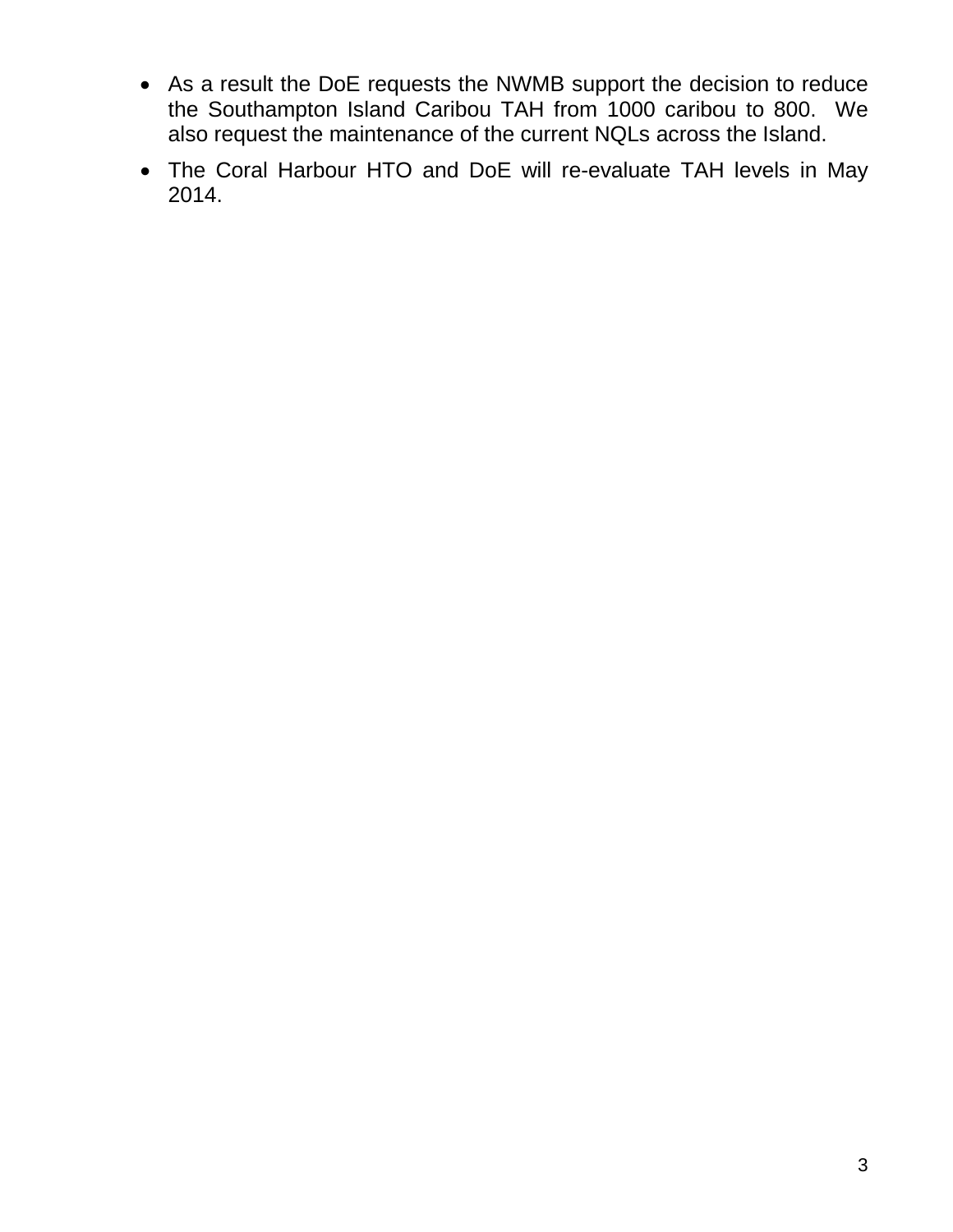- As a result the DoE requests the NWMB support the decision to reduce the Southampton Island Caribou TAH from 1000 caribou to 800. We also request the maintenance of the current NQLs across the Island.
- The Coral Harbour HTO and DoE will re-evaluate TAH levels in May 2014.